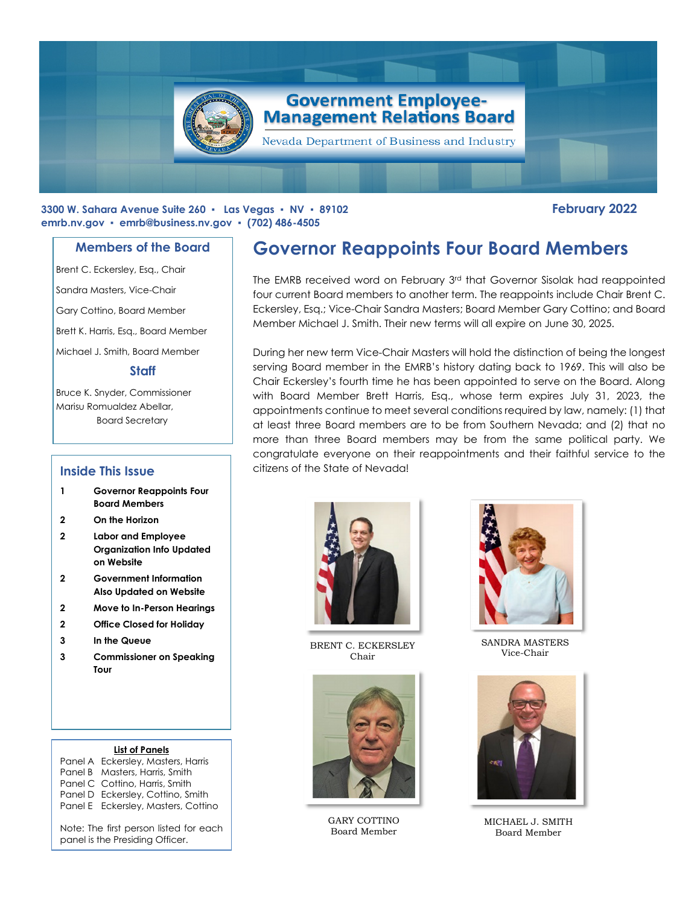# Government Employee-Management Relations Board

Nevada Department of Business and Industry

**3300 W. Sahara Avenue Suite 260 ▪ Las Vegas ▪ NV ▪ 89102**
**emrb.nv.gov ▪ emrb@business.nv.gov ▪ (702) 486-4505**

**February 2022**

## Members of the Board

Brent C. Eckersley, Esq., Chair

Sandra Masters, Vice-Chair

Gary Cottino, Board Member

Brett K. Harris, Esq., Board Member

Michael J. Smith, Board Member

## Staff

Bruce K. Snyder, Commissioner

Marisu Romualdez Abellar, Board Secretary

## Inside This Issue

| | |
|---|---|
| 1 | **Governor Reappoints Four Board Members** |
| 2 | **On the Horizon** |
| 2 | **Labor and Employee Organization Info Updated on Website** |
| 2 | **Government Information Also Updated on Website** |
| 2 | **Move to In-Person Hearings** |
| 2 | **Office Closed for Holiday** |
| 3 | **In the Queue** |
| 3 | **Commissioner on Speaking Tour** |

**List of Panels**

Panel A Eckersley, Masters, Harris
Panel B Masters, Harris, Smith
Panel C Cottino, Harris, Smith
Panel D Eckersley, Cottino, Smith
Panel E Eckersley, Masters, Cottino

Note: The first person listed for each panel is the Presiding Officer.

# Governor Reappoints Four Board Members

The EMRB received word on February 3rd that Governor Sisolak had reappointed four current Board members to another term. The reappoints include Chair Brent C. Eckersley, Esq.; Vice-Chair Sandra Masters; Board Member Gary Cottino; and Board Member Michael J. Smith. Their new terms will all expire on June 30, 2025.

During her new term Vice-Chair Masters will hold the distinction of being the longest serving Board member in the EMRB's history dating back to 1969. This will also be Chair Eckersley's fourth time he has been appointed to serve on the Board. Along with Board Member Brett Harris, Esq., whose term expires July 31, 2023, the appointments continue to meet several conditions required by law, namely: (1) that at least three Board members are to be from Southern Nevada; and (2) that no more than three Board members may be from the same political party. We congratulate everyone on their reappointments and their faithful service to the citizens of the State of Nevada!

BRENT C. ECKERSLEY
Chair

SANDRA MASTERS
Vice-Chair

GARY COTTINO
Board Member

MICHAEL J. SMITH
Board Member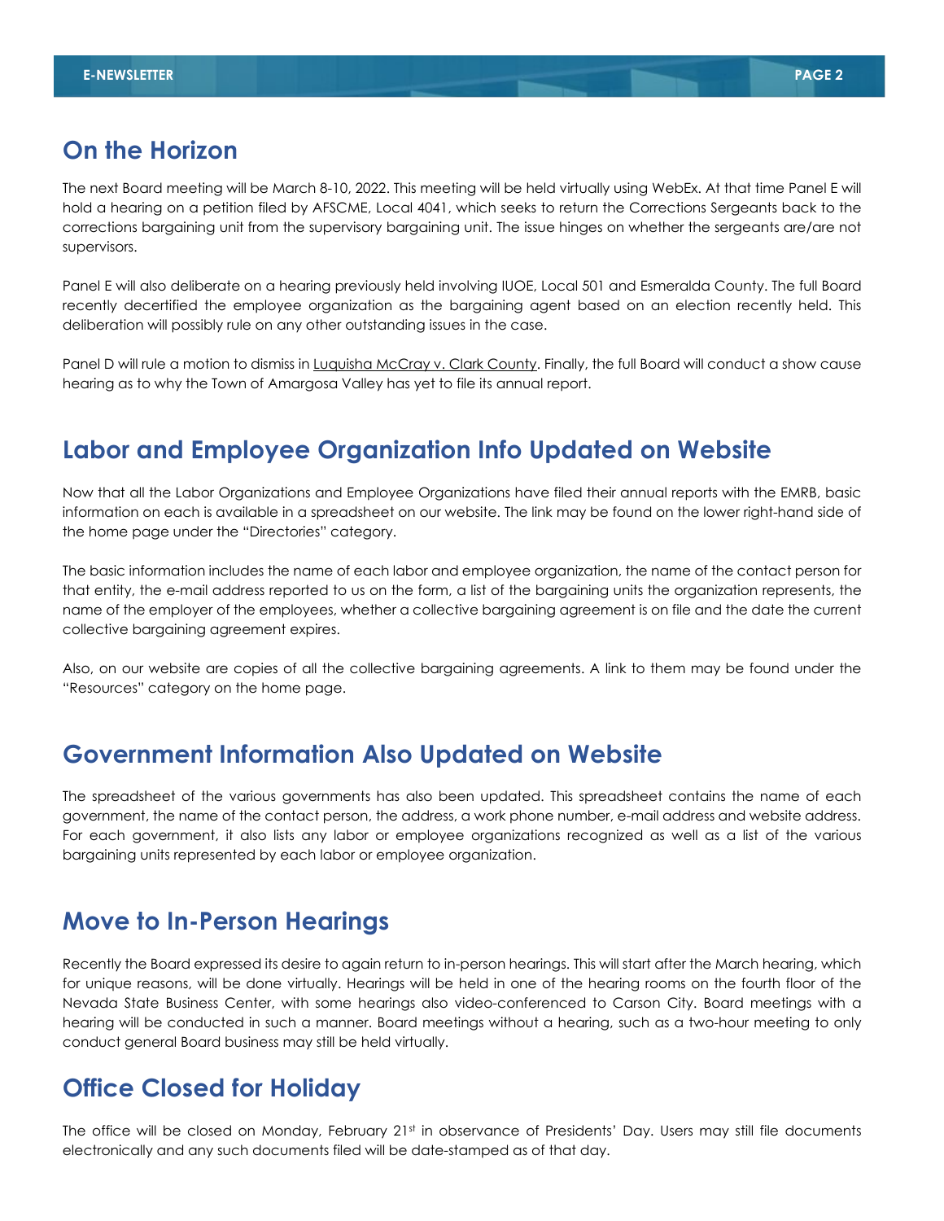## On the Horizon

The next Board meeting will be March 8-10, 2022. This meeting will be held virtually using WebEx. At that time Panel E will hold a hearing on a petition filed by AFSCME, Local 4041, which seeks to return the Corrections Sergeants back to the corrections bargaining unit from the supervisory bargaining unit. The issue hinges on whether the sergeants are/are not supervisors.

Panel E will also deliberate on a hearing previously held involving IUOE, Local 501 and Esmeralda County. The full Board recently decertified the employee organization as the bargaining agent based on an election recently held. This deliberation will possibly rule on any other outstanding issues in the case.

Panel D will rule a motion to dismiss in Luquisha McCray v. Clark County. Finally, the full Board will conduct a show cause hearing as to why the Town of Amargosa Valley has yet to file its annual report.

## Labor and Employee Organization Info Updated on Website

Now that all the Labor Organizations and Employee Organizations have filed their annual reports with the EMRB, basic information on each is available in a spreadsheet on our website. The link may be found on the lower right-hand side of the home page under the "Directories" category.

The basic information includes the name of each labor and employee organization, the name of the contact person for that entity, the e-mail address reported to us on the form, a list of the bargaining units the organization represents, the name of the employer of the employees, whether a collective bargaining agreement is on file and the date the current collective bargaining agreement expires.

Also, on our website are copies of all the collective bargaining agreements. A link to them may be found under the "Resources" category on the home page.

## Government Information Also Updated on Website

The spreadsheet of the various governments has also been updated. This spreadsheet contains the name of each government, the name of the contact person, the address, a work phone number, e-mail address and website address. For each government, it also lists any labor or employee organizations recognized as well as a list of the various bargaining units represented by each labor or employee organization.

## Move to In-Person Hearings

Recently the Board expressed its desire to again return to in-person hearings. This will start after the March hearing, which for unique reasons, will be done virtually. Hearings will be held in one of the hearing rooms on the fourth floor of the Nevada State Business Center, with some hearings also video-conferenced to Carson City. Board meetings with a hearing will be conducted in such a manner. Board meetings without a hearing, such as a two-hour meeting to only conduct general Board business may still be held virtually.

## Office Closed for Holiday

The office will be closed on Monday, February 21st in observance of Presidents' Day. Users may still file documents electronically and any such documents filed will be date-stamped as of that day.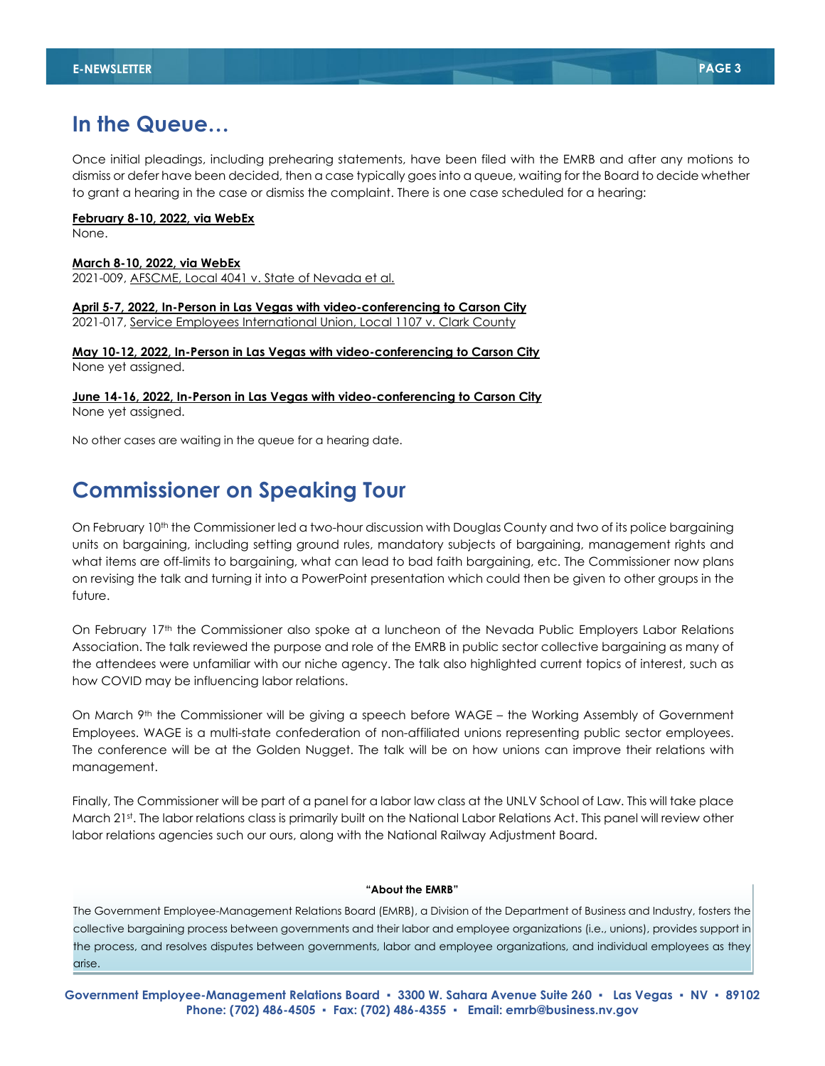## In the Queue…

Once initial pleadings, including prehearing statements, have been filed with the EMRB and after any motions to dismiss or defer have been decided, then a case typically goes into a queue, waiting for the Board to decide whether to grant a hearing in the case or dismiss the complaint. There is one case scheduled for a hearing:

**February 8-10, 2022, via WebEx**
None.

**March 8-10, 2022, via WebEx**
2021-009, AFSCME, Local 4041 v. State of Nevada et al.

**April 5-7, 2022, In-Person in Las Vegas with video-conferencing to Carson City**
2021-017, Service Employees International Union, Local 1107 v. Clark County

**May 10-12, 2022, In-Person in Las Vegas with video-conferencing to Carson City**
None yet assigned.

**June 14-16, 2022, In-Person in Las Vegas with video-conferencing to Carson City**
None yet assigned.

No other cases are waiting in the queue for a hearing date.

## Commissioner on Speaking Tour

On February 10th the Commissioner led a two-hour discussion with Douglas County and two of its police bargaining units on bargaining, including setting ground rules, mandatory subjects of bargaining, management rights and what items are off-limits to bargaining, what can lead to bad faith bargaining, etc. The Commissioner now plans on revising the talk and turning it into a PowerPoint presentation which could then be given to other groups in the future.

On February 17th the Commissioner also spoke at a luncheon of the Nevada Public Employers Labor Relations Association. The talk reviewed the purpose and role of the EMRB in public sector collective bargaining as many of the attendees were unfamiliar with our niche agency. The talk also highlighted current topics of interest, such as how COVID may be influencing labor relations.

On March 9th the Commissioner will be giving a speech before WAGE – the Working Assembly of Government Employees. WAGE is a multi-state confederation of non-affiliated unions representing public sector employees. The conference will be at the Golden Nugget. The talk will be on how unions can improve their relations with management.

Finally, The Commissioner will be part of a panel for a labor law class at the UNLV School of Law. This will take place March 21st. The labor relations class is primarily built on the National Labor Relations Act. This panel will review other labor relations agencies such our ours, along with the National Railway Adjustment Board.

**"About the EMRB"**

The Government Employee-Management Relations Board (EMRB), a Division of the Department of Business and Industry, fosters the collective bargaining process between governments and their labor and employee organizations (i.e., unions), provides support in the process, and resolves disputes between governments, labor and employee organizations, and individual employees as they arise.

**Government Employee-Management Relations Board ▪ 3300 W. Sahara Avenue Suite 260 ▪ Las Vegas ▪ NV ▪ 89102**
**Phone: (702) 486-4505 ▪ Fax: (702) 486-4355 ▪ Email: emrb@business.nv.gov**